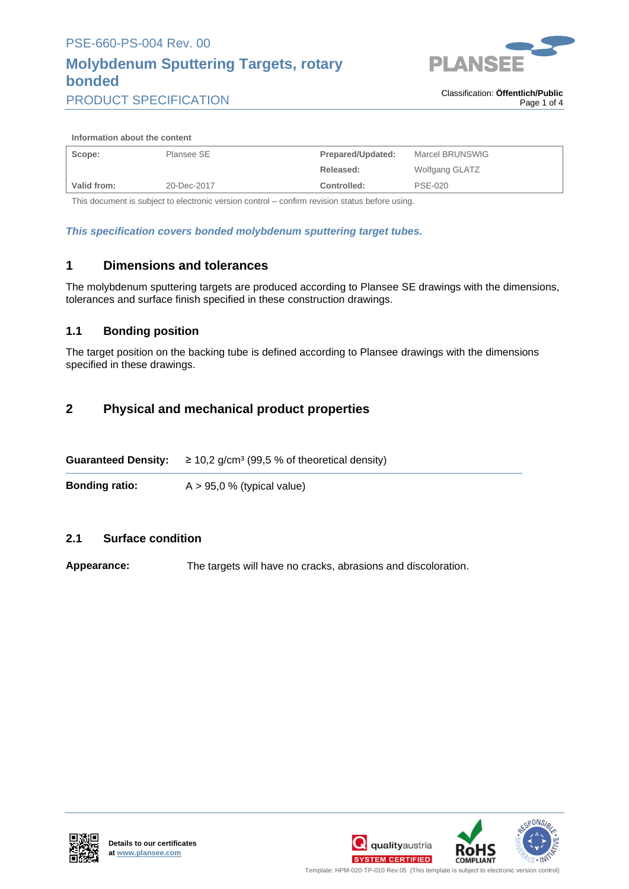PSE-660-PS-004 Rev. 00

# Molybdenum Sputtering Targets, rotary bonded

PRODUCT SPECIFICATION

Classification: **Öffentlich/Public**

**Information about the content**

| | | | |
|---|---|---|---|
| **Scope:** | Plansee SE | **Prepared/Updated:** | Marcel BRUNSWIG |
| | | **Released:** | Wolfgang GLATZ |
| **Valid from:** | 20-Dec-2017 | **Controlled:** | PSE-020 |

This document is subject to electronic version control – confirm revision status before using.

***This specification covers bonded molybdenum sputtering target tubes.***

## 1 Dimensions and tolerances

The molybdenum sputtering targets are produced according to Plansee SE drawings with the dimensions, tolerances and surface finish specified in these construction drawings.

### 1.1 Bonding position

The target position on the backing tube is defined according to Plansee drawings with the dimensions specified in these drawings.

## 2 Physical and mechanical product properties

| | |
|---|---|
| **Guaranteed Density:** | ≥ 10,2 g/cm³ (99,5 % of theoretical density) |
| **Bonding ratio:** | A > 95,0 % (typical value) |

### 2.1 Surface condition

**Appearance:** The targets will have no cracks, abrasions and discoloration.

**Details to our certificates at [www.plansee.com](http://www.plansee.com)**

Template: HPM-020-TP-010 Rev.05 (This template is subject to electronic version control)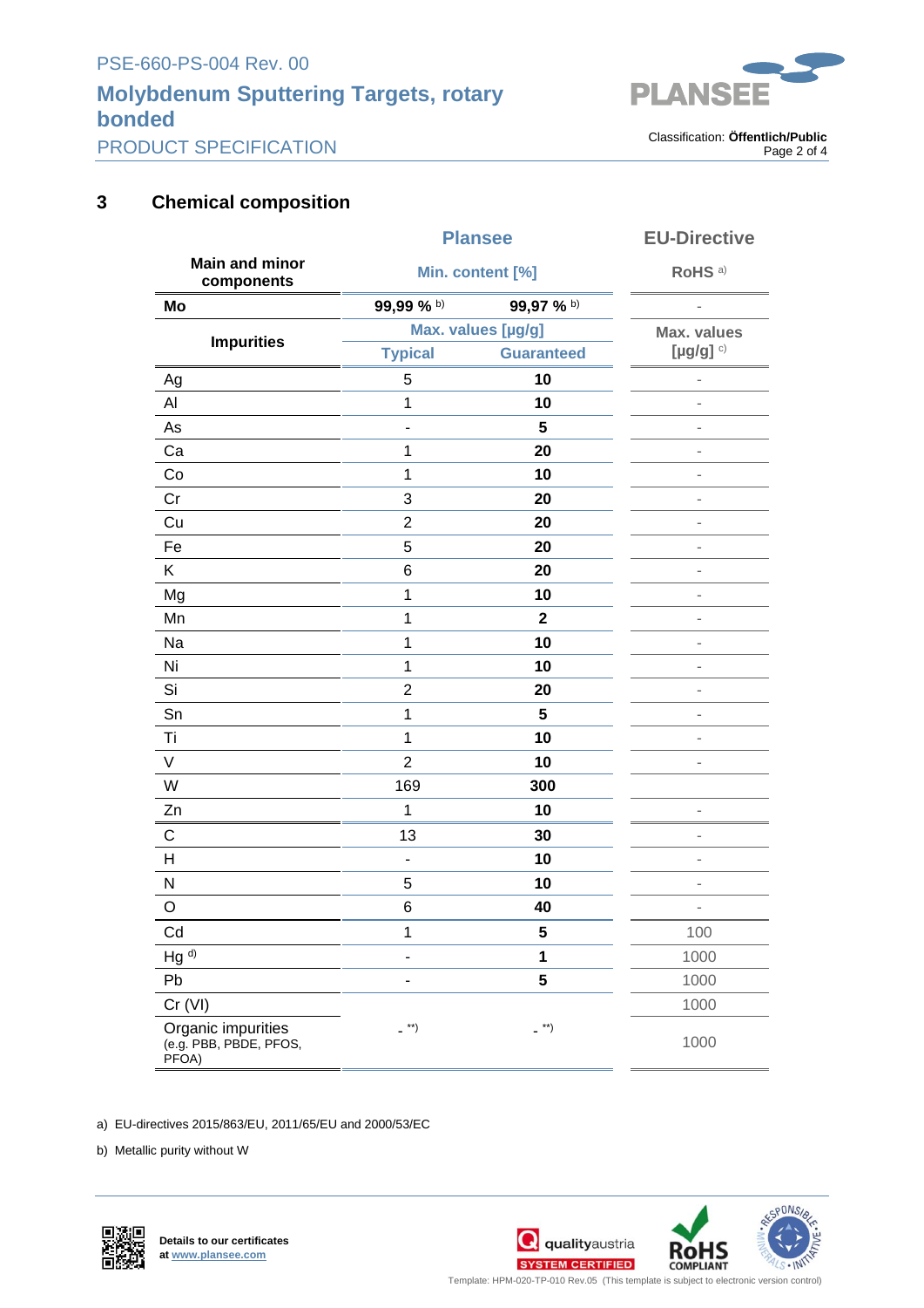## 3 Chemical composition

| Main and minor components | Plansee | | EU-Directive |
|---|---|---|---|
| | Min. content [%] | | RoHS [a)] |
| **Mo** | **99,99 %** [b)] | **99,97 %** [b)] | - |
| **Impurities** | Max. values [µg/g] | | Max. values [µg/g] [c)] |
| | Typical | Guaranteed | |
| Ag | 5 | **10** | - |
| Al | 1 | **10** | - |
| As | - | **5** | - |
| Ca | 1 | **20** | - |
| Co | 1 | **10** | - |
| Cr | 3 | **20** | - |
| Cu | 2 | **20** | - |
| Fe | 5 | **20** | - |
| K | 6 | **20** | - |
| Mg | 1 | **10** | - |
| Mn | 1 | **2** | - |
| Na | 1 | **10** | - |
| Ni | 1 | **10** | - |
| Si | 2 | **20** | - |
| Sn | 1 | **5** | - |
| Ti | 1 | **10** | - |
| V | 2 | **10** | - |
| W | 169 | **300** | |
| Zn | 1 | **10** | - |
| C | 13 | **30** | - |
| H | - | **10** | - |
| N | 5 | **10** | - |
| O | 6 | **40** | - |
| Cd | 1 | **5** | 100 |
| Hg [d)] | - | **1** | 1000 |
| Pb | - | **5** | 1000 |
| Cr (VI) | | | 1000 |
| Organic impurities (e.g. PBB, PBDE, PFOS, PFOA) | - [**)] | - [**)] | 1000 |

a) EU-directives 2015/863/EU, 2011/65/EU and 2000/53/EC

b) Metallic purity without W

Details to our certificates at www.plansee.com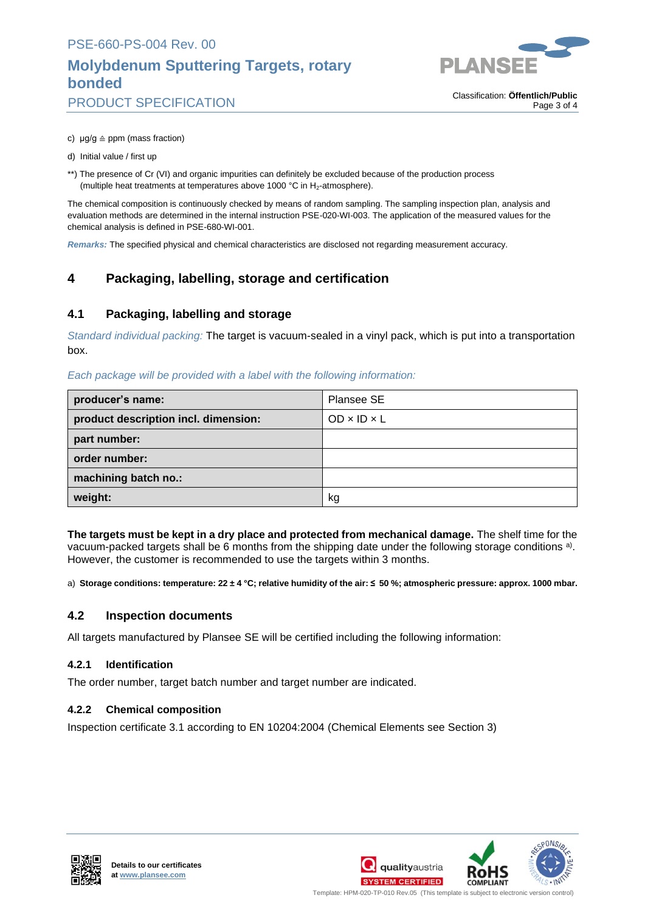c) µg/g ≙ ppm (mass fraction)

d) Initial value / first up

**) The presence of Cr (VI) and organic impurities can definitely be excluded because of the production process (multiple heat treatments at temperatures above 1000 °C in $H_2$-atmosphere).

The chemical composition is continuously checked by means of random sampling. The sampling inspection plan, analysis and evaluation methods are determined in the internal instruction PSE-020-WI-003. The application of the measured values for the chemical analysis is defined in PSE-680-WI-001.

*Remarks:* The specified physical and chemical characteristics are disclosed not regarding measurement accuracy.

## 4 Packaging, labelling, storage and certification

### 4.1 Packaging, labelling and storage

*Standard individual packing:* The target is vacuum-sealed in a vinyl pack, which is put into a transportation box.

*Each package will be provided with a label with the following information:*

| | |
|---|---|
| **producer's name:** | Plansee SE |
| **product description incl. dimension:** | OD × ID × L |
| **part number:** | |
| **order number:** | |
| **machining batch no.:** | |
| **weight:** | kg |

**The targets must be kept in a dry place and protected from mechanical damage.** The shelf time for the vacuum-packed targets shall be 6 months from the shipping date under the following storage conditions [a]. However, the customer is recommended to use the targets within 3 months.

a) **Storage conditions: temperature: 22 ± 4 °C; relative humidity of the air: ≤ 50 %; atmospheric pressure: approx. 1000 mbar.**

### 4.2 Inspection documents

All targets manufactured by Plansee SE will be certified including the following information:

#### 4.2.1 Identification

The order number, target batch number and target number are indicated.

#### 4.2.2 Chemical composition

Inspection certificate 3.1 according to EN 10204:2004 (Chemical Elements see Section 3)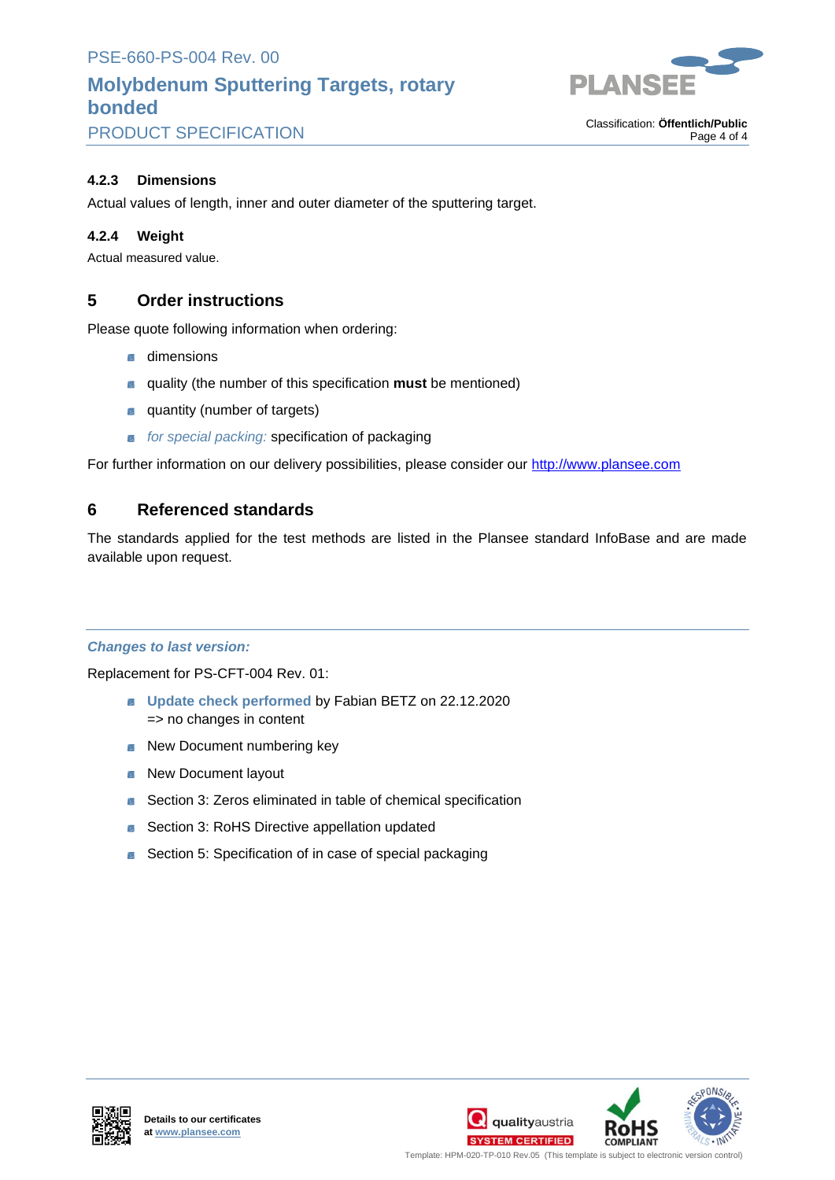### 4.2.3 Dimensions

Actual values of length, inner and outer diameter of the sputtering target.

### 4.2.4 Weight

Actual measured value.

## 5 Order instructions

Please quote following information when ordering:

- dimensions
- quality (the number of this specification **must** be mentioned)
- quantity (number of targets)
- *for special packing:* specification of packaging

For further information on our delivery possibilities, please consider our http://www.plansee.com

## 6 Referenced standards

The standards applied for the test methods are listed in the Plansee standard InfoBase and are made available upon request.

***Changes to last version:***

Replacement for PS-CFT-004 Rev. 01:

- **Update check performed** by Fabian BETZ on 22.12.2020
  => no changes in content
- New Document numbering key
- New Document layout
- Section 3: Zeros eliminated in table of chemical specification
- Section 3: RoHS Directive appellation updated
- Section 5: Specification of in case of special packaging

**Details to our certificates at www.plansee.com**